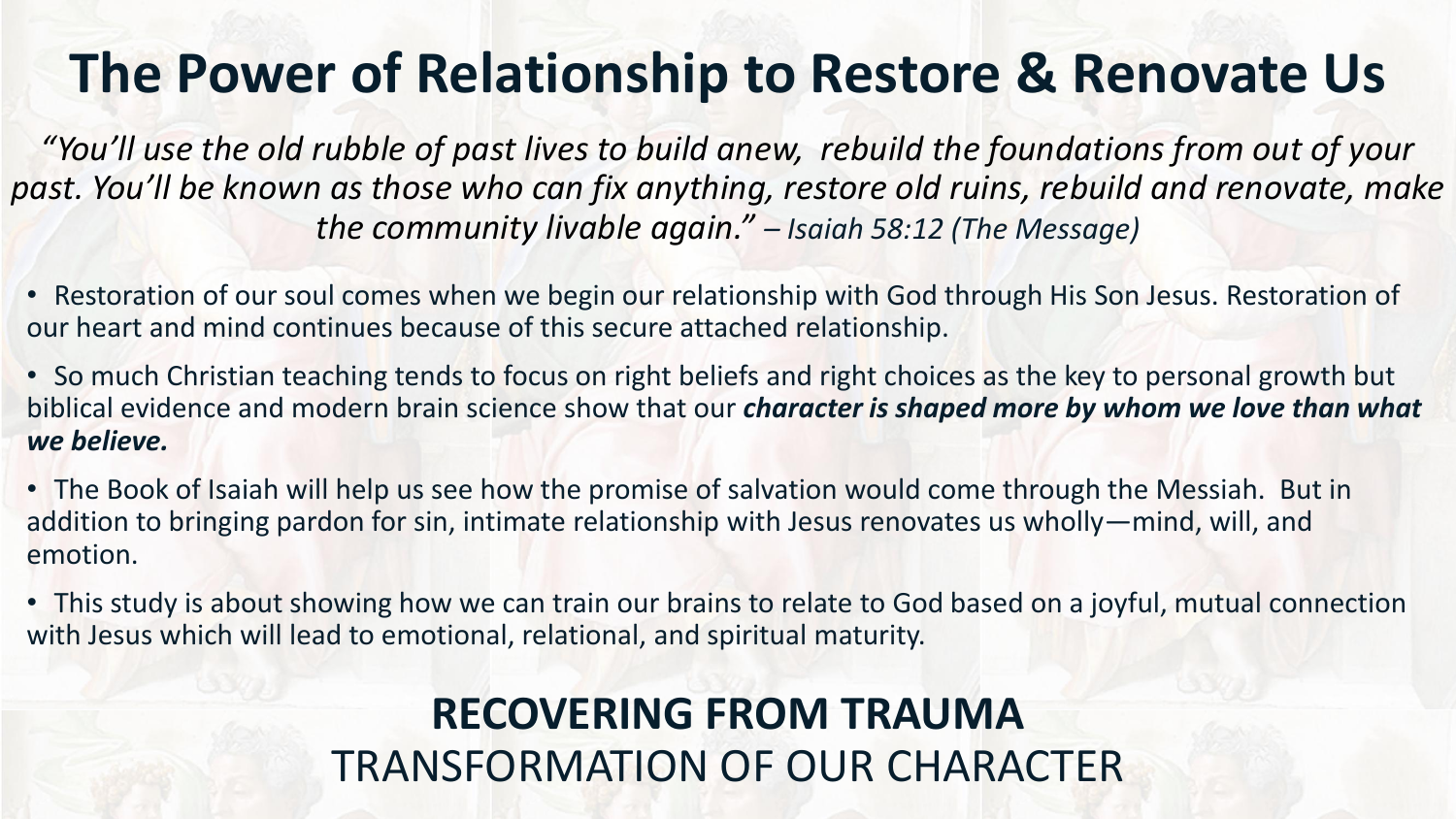# The Power of Relationship to Restore & Renovate Us

*"You'll use the old rubble of past lives to build anew, rebuild the foundations from out of your past. You'll be known as those who can fix anything, restore old ruins, rebuild and renovate, make the community livable again."* *– Isaiah 58:12 (The Message)*

- Restoration of our soul comes when we begin our relationship with God through His Son Jesus. Restoration of our heart and mind continues because of this secure attached relationship.
- So much Christian teaching tends to focus on right beliefs and right choices as the key to personal growth but biblical evidence and modern brain science show that our ***character is shaped more by whom we love than what we believe.***
- The Book of Isaiah will help us see how the promise of salvation would come through the Messiah. But in addition to bringing pardon for sin, intimate relationship with Jesus renovates us wholly—mind, will, and emotion.
- This study is about showing how we can train our brains to relate to God based on a joyful, mutual connection with Jesus which will lead to emotional, relational, and spiritual maturity.

**RECOVERING FROM TRAUMA**

TRANSFORMATION OF OUR CHARACTER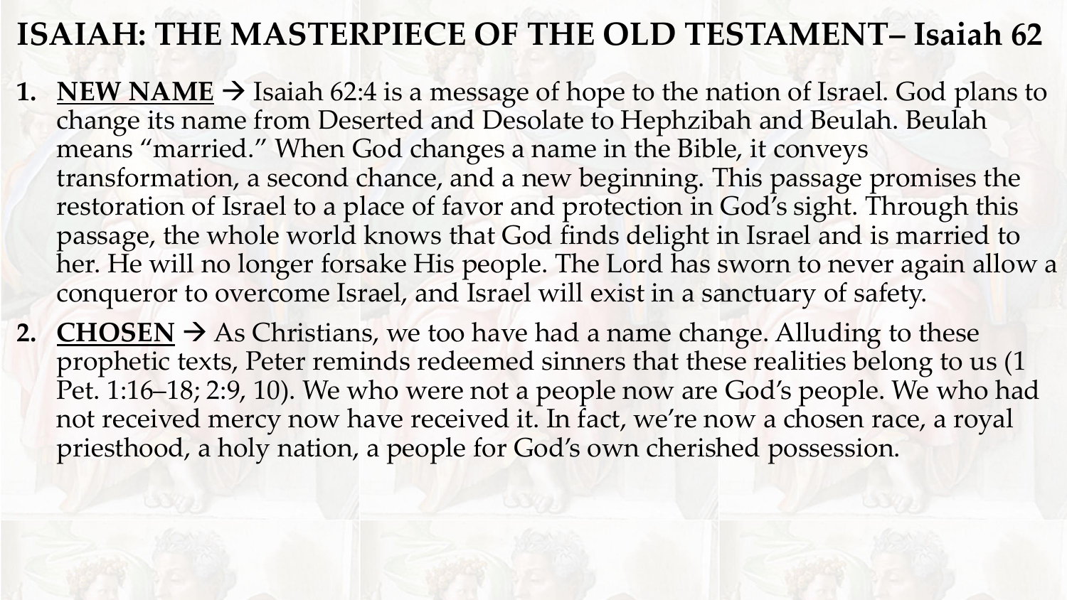# ISAIAH: THE MASTERPIECE OF THE OLD TESTAMENT– Isaiah 62

1. **<u>NEW NAME</u>** → Isaiah 62:4 is a message of hope to the nation of Israel. God plans to change its name from Deserted and Desolate to Hephzibah and Beulah. Beulah means "married." When God changes a name in the Bible, it conveys transformation, a second chance, and a new beginning. This passage promises the restoration of Israel to a place of favor and protection in God's sight. Through this passage, the whole world knows that God finds delight in Israel and is married to her. He will no longer forsake His people. The Lord has sworn to never again allow a conqueror to overcome Israel, and Israel will exist in a sanctuary of safety.
2. **<u>CHOSEN</u>** → As Christians, we too have had a name change. Alluding to these prophetic texts, Peter reminds redeemed sinners that these realities belong to us (1 Pet. 1:16–18; 2:9, 10). We who were not a people now are God's people. We who had not received mercy now have received it. In fact, we're now a chosen race, a royal priesthood, a holy nation, a people for God's own cherished possession.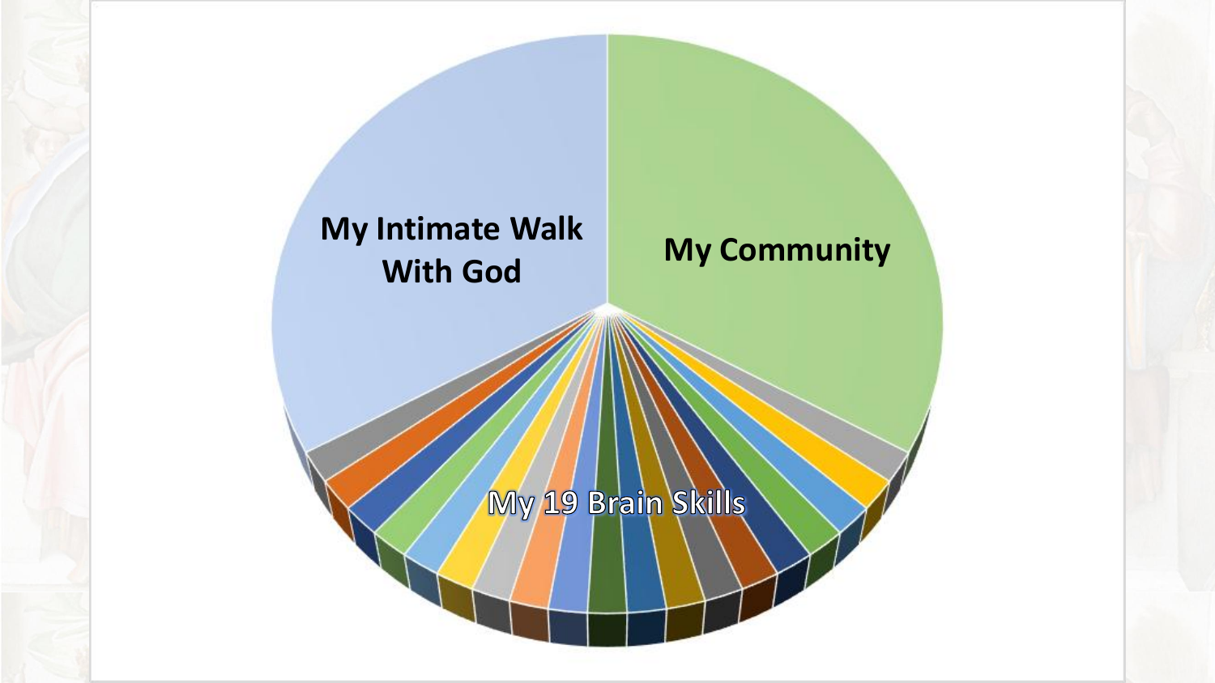My Intimate Walk With God

My Community

My 19 Brain Skills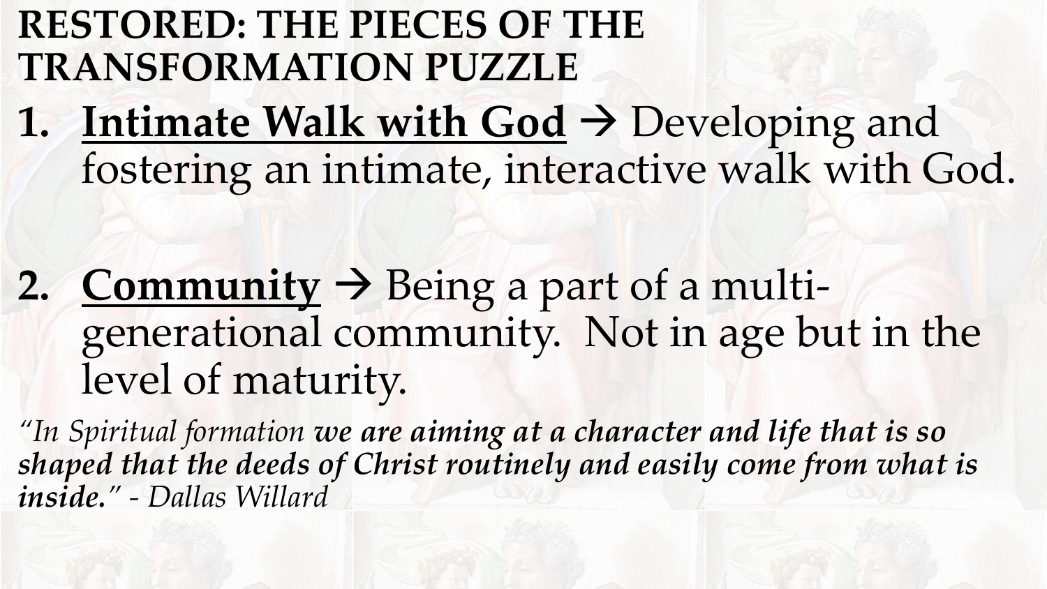# RESTORED: THE PIECES OF THE TRANSFORMATION PUZZLE

1. **Intimate Walk with God** → Developing and fostering an intimate, interactive walk with God.

2. **Community** → Being a part of a multi-generational community. Not in age but in the level of maturity.

*"In Spiritual formation **we are aiming at a character and life that is so shaped that the deeds of Christ routinely and easily come from what is inside.**" - Dallas Willard*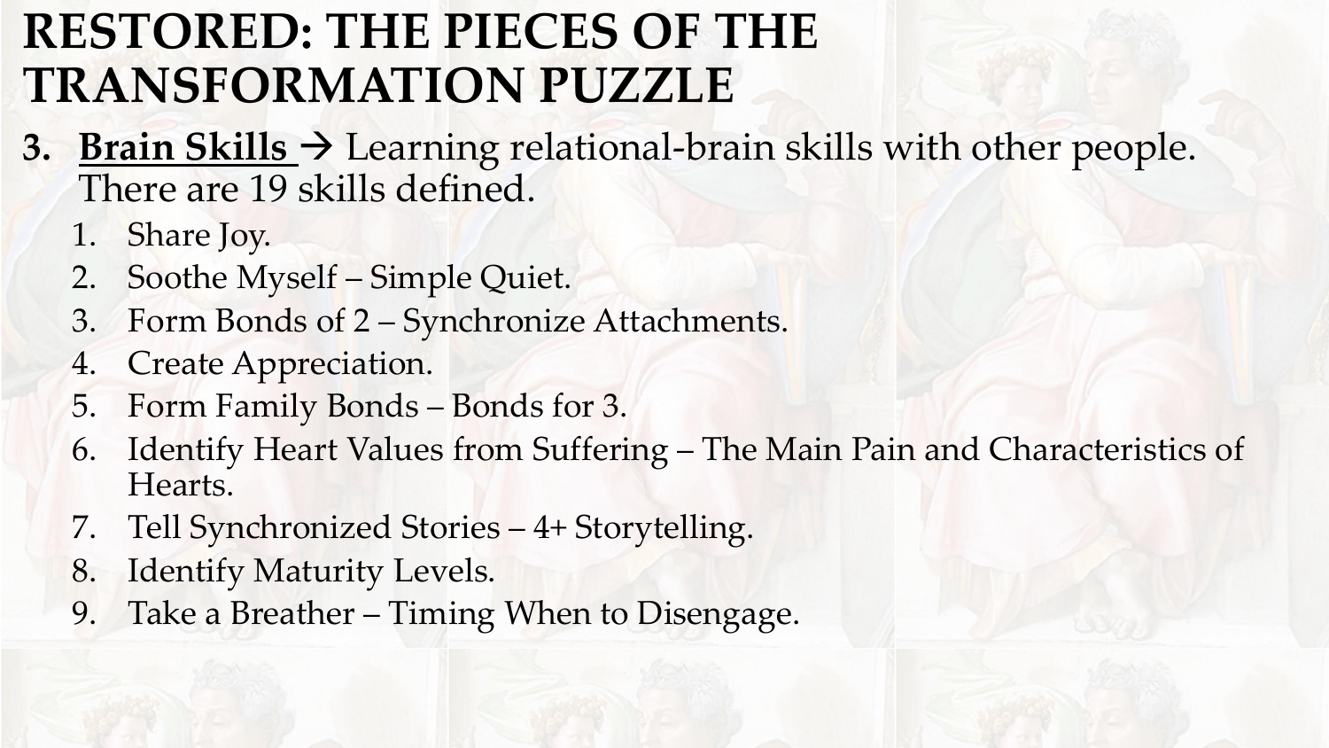# RESTORED: THE PIECES OF THE TRANSFORMATION PUZZLE

3. **Brain Skills** → Learning relational-brain skills with other people. There are 19 skills defined.
    1. Share Joy.
    2. Soothe Myself – Simple Quiet.
    3. Form Bonds of 2 – Synchronize Attachments.
    4. Create Appreciation.
    5. Form Family Bonds – Bonds for 3.
    6. Identify Heart Values from Suffering – The Main Pain and Characteristics of Hearts.
    7. Tell Synchronized Stories – 4+ Storytelling.
    8. Identify Maturity Levels.
    9. Take a Breather – Timing When to Disengage.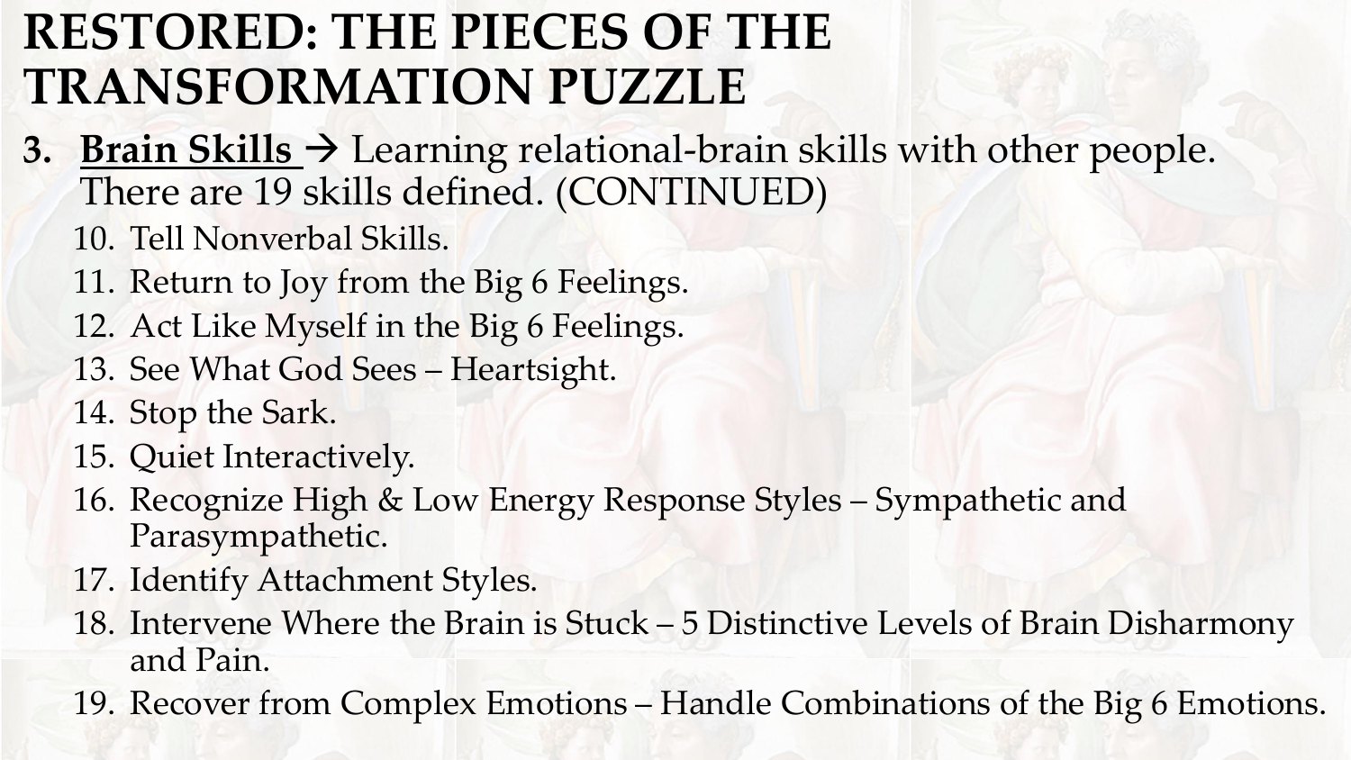# RESTORED: THE PIECES OF THE TRANSFORMATION PUZZLE

3. **Brain Skills** → Learning relational-brain skills with other people. There are 19 skills defined. (CONTINUED)
    10. Tell Nonverbal Skills.
    11. Return to Joy from the Big 6 Feelings.
    12. Act Like Myself in the Big 6 Feelings.
    13. See What God Sees – Heartsight.
    14. Stop the Sark.
    15. Quiet Interactively.
    16. Recognize High & Low Energy Response Styles – Sympathetic and Parasympathetic.
    17. Identify Attachment Styles.
    18. Intervene Where the Brain is Stuck – 5 Distinctive Levels of Brain Disharmony and Pain.
    19. Recover from Complex Emotions – Handle Combinations of the Big 6 Emotions.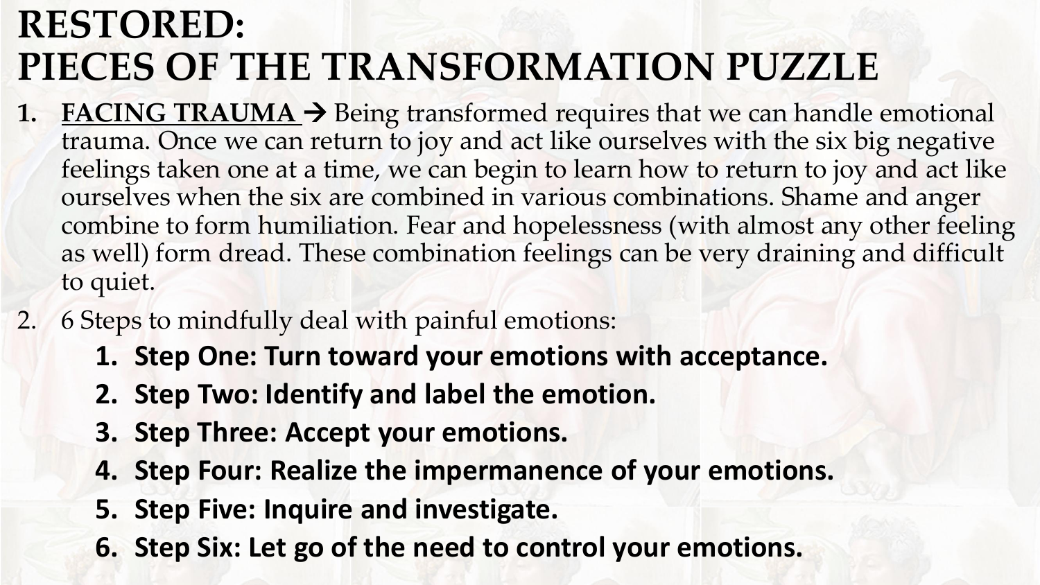# RESTORED: PIECES OF THE TRANSFORMATION PUZZLE

1. **<u>FACING TRAUMA</u>** → Being transformed requires that we can handle emotional trauma. Once we can return to joy and act like ourselves with the six big negative feelings taken one at a time, we can begin to learn how to return to joy and act like ourselves when the six are combined in various combinations. Shame and anger combine to form humiliation. Fear and hopelessness (with almost any other feeling as well) form dread. These combination feelings can be very draining and difficult to quiet.
2. 6 Steps to mindfully deal with painful emotions:
    1. **Step One: Turn toward your emotions with acceptance.**
    2. **Step Two: Identify and label the emotion.**
    3. **Step Three: Accept your emotions.**
    4. **Step Four: Realize the impermanence of your emotions.**
    5. **Step Five: Inquire and investigate.**
    6. **Step Six: Let go of the need to control your emotions.**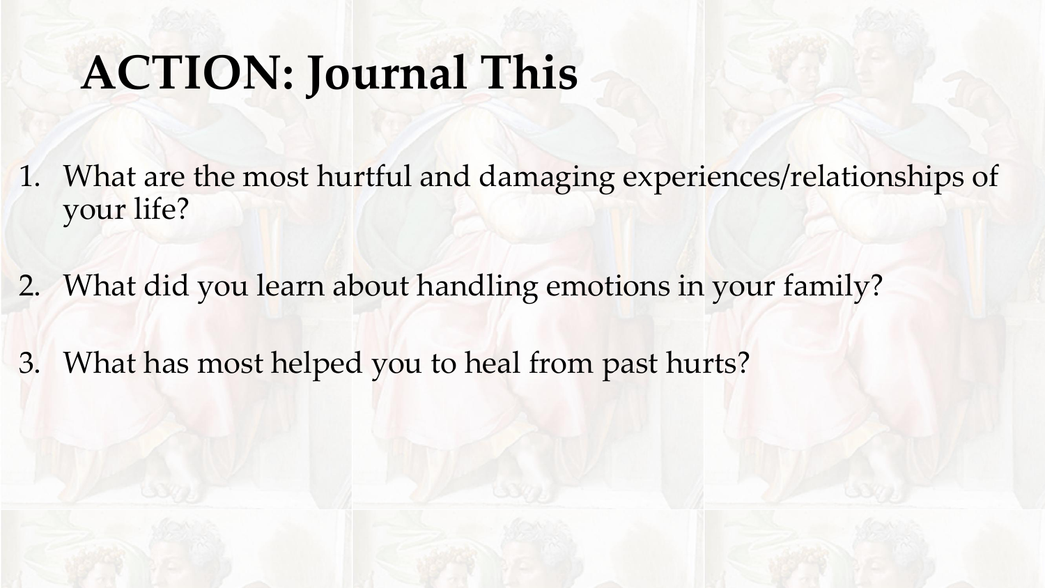# ACTION: Journal This

1. What are the most hurtful and damaging experiences/relationships of your life?
2. What did you learn about handling emotions in your family?
3. What has most helped you to heal from past hurts?